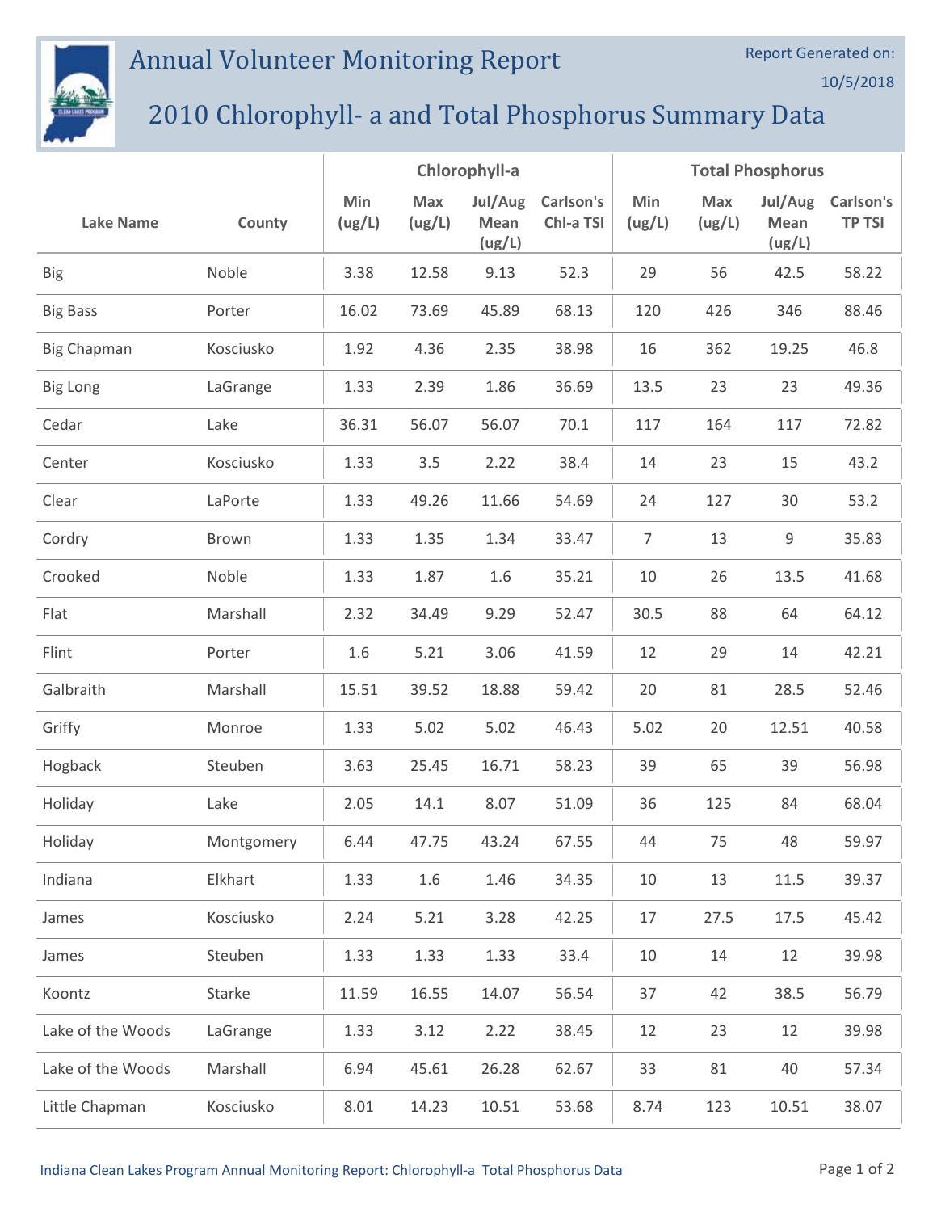# Annual Volunteer Monitoring Report

Report Generated on: 10/5/2018

## 2010 Chlorophyll- a and Total Phosphorus Summary Data

| Lake Name | County | Chlorophyll-a | | | | Total Phosphorus | | | |
|---|---|---|---|---|---|---|---|---|---|
| | | Min (ug/L) | Max (ug/L) | Jul/Aug Mean (ug/L) | Carlson's Chl-a TSI | Min (ug/L) | Max (ug/L) | Jul/Aug Mean (ug/L) | Carlson's TP TSI |
| Big | Noble | 3.38 | 12.58 | 9.13 | 52.3 | 29 | 56 | 42.5 | 58.22 |
| Big Bass | Porter | 16.02 | 73.69 | 45.89 | 68.13 | 120 | 426 | 346 | 88.46 |
| Big Chapman | Kosciusko | 1.92 | 4.36 | 2.35 | 38.98 | 16 | 362 | 19.25 | 46.8 |
| Big Long | LaGrange | 1.33 | 2.39 | 1.86 | 36.69 | 13.5 | 23 | 23 | 49.36 |
| Cedar | Lake | 36.31 | 56.07 | 56.07 | 70.1 | 117 | 164 | 117 | 72.82 |
| Center | Kosciusko | 1.33 | 3.5 | 2.22 | 38.4 | 14 | 23 | 15 | 43.2 |
| Clear | LaPorte | 1.33 | 49.26 | 11.66 | 54.69 | 24 | 127 | 30 | 53.2 |
| Cordry | Brown | 1.33 | 1.35 | 1.34 | 33.47 | 7 | 13 | 9 | 35.83 |
| Crooked | Noble | 1.33 | 1.87 | 1.6 | 35.21 | 10 | 26 | 13.5 | 41.68 |
| Flat | Marshall | 2.32 | 34.49 | 9.29 | 52.47 | 30.5 | 88 | 64 | 64.12 |
| Flint | Porter | 1.6 | 5.21 | 3.06 | 41.59 | 12 | 29 | 14 | 42.21 |
| Galbraith | Marshall | 15.51 | 39.52 | 18.88 | 59.42 | 20 | 81 | 28.5 | 52.46 |
| Griffy | Monroe | 1.33 | 5.02 | 5.02 | 46.43 | 5.02 | 20 | 12.51 | 40.58 |
| Hogback | Steuben | 3.63 | 25.45 | 16.71 | 58.23 | 39 | 65 | 39 | 56.98 |
| Holiday | Lake | 2.05 | 14.1 | 8.07 | 51.09 | 36 | 125 | 84 | 68.04 |
| Holiday | Montgomery | 6.44 | 47.75 | 43.24 | 67.55 | 44 | 75 | 48 | 59.97 |
| Indiana | Elkhart | 1.33 | 1.6 | 1.46 | 34.35 | 10 | 13 | 11.5 | 39.37 |
| James | Kosciusko | 2.24 | 5.21 | 3.28 | 42.25 | 17 | 27.5 | 17.5 | 45.42 |
| James | Steuben | 1.33 | 1.33 | 1.33 | 33.4 | 10 | 14 | 12 | 39.98 |
| Koontz | Starke | 11.59 | 16.55 | 14.07 | 56.54 | 37 | 42 | 38.5 | 56.79 |
| Lake of the Woods | LaGrange | 1.33 | 3.12 | 2.22 | 38.45 | 12 | 23 | 12 | 39.98 |
| Lake of the Woods | Marshall | 6.94 | 45.61 | 26.28 | 62.67 | 33 | 81 | 40 | 57.34 |
| Little Chapman | Kosciusko | 8.01 | 14.23 | 10.51 | 53.68 | 8.74 | 123 | 10.51 | 38.07 |

Indiana Clean Lakes Program Annual Monitoring Report: Chlorophyll-a Total Phosphorus Data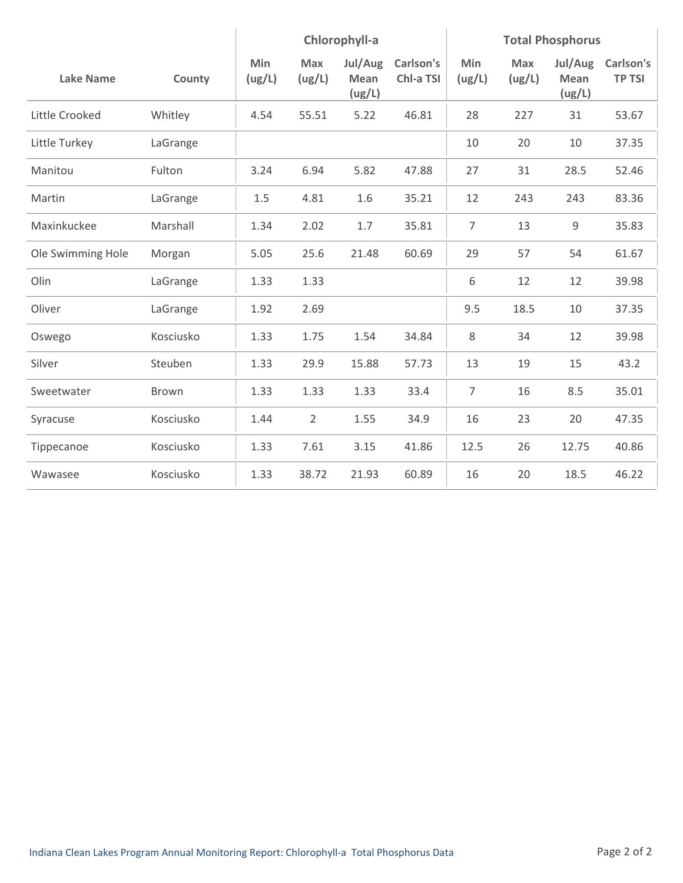| Lake Name | County | Chlorophyll-a | | | | Total Phosphorus | | | |
|---|---|---|---|---|---|---|---|---|---|
| | | Min (ug/L) | Max (ug/L) | Jul/Aug Mean (ug/L) | Carlson's Chl-a TSI | Min (ug/L) | Max (ug/L) | Jul/Aug Mean (ug/L) | Carlson's TP TSI |
| Little Crooked | Whitley | 4.54 | 55.51 | 5.22 | 46.81 | 28 | 227 | 31 | 53.67 |
| Little Turkey | LaGrange | | | | | 10 | 20 | 10 | 37.35 |
| Manitou | Fulton | 3.24 | 6.94 | 5.82 | 47.88 | 27 | 31 | 28.5 | 52.46 |
| Martin | LaGrange | 1.5 | 4.81 | 1.6 | 35.21 | 12 | 243 | 243 | 83.36 |
| Maxinkuckee | Marshall | 1.34 | 2.02 | 1.7 | 35.81 | 7 | 13 | 9 | 35.83 |
| Ole Swimming Hole | Morgan | 5.05 | 25.6 | 21.48 | 60.69 | 29 | 57 | 54 | 61.67 |
| Olin | LaGrange | 1.33 | 1.33 | | | 6 | 12 | 12 | 39.98 |
| Oliver | LaGrange | 1.92 | 2.69 | | | 9.5 | 18.5 | 10 | 37.35 |
| Oswego | Kosciusko | 1.33 | 1.75 | 1.54 | 34.84 | 8 | 34 | 12 | 39.98 |
| Silver | Steuben | 1.33 | 29.9 | 15.88 | 57.73 | 13 | 19 | 15 | 43.2 |
| Sweetwater | Brown | 1.33 | 1.33 | 1.33 | 33.4 | 7 | 16 | 8.5 | 35.01 |
| Syracuse | Kosciusko | 1.44 | 2 | 1.55 | 34.9 | 16 | 23 | 20 | 47.35 |
| Tippecanoe | Kosciusko | 1.33 | 7.61 | 3.15 | 41.86 | 12.5 | 26 | 12.75 | 40.86 |
| Wawasee | Kosciusko | 1.33 | 38.72 | 21.93 | 60.89 | 16 | 20 | 18.5 | 46.22 |